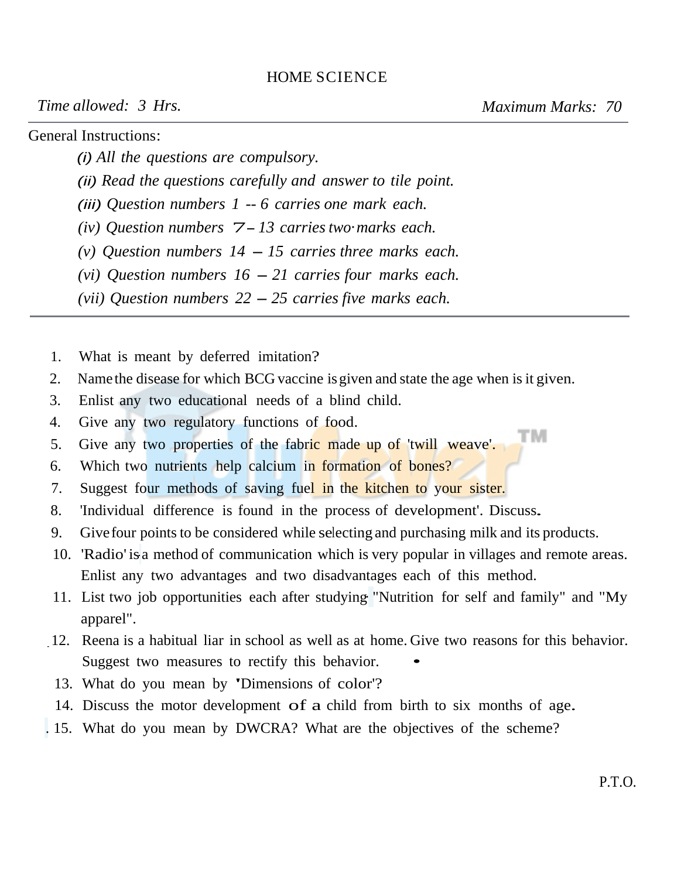# HOME SCIENCE

*Time allowed: 3 Hrs.* *Maximum Marks: 70*

General Instructions:

*(i) All the questions are compulsory.*

*(ii) Read the questions carefully and answer to tile point.*

*(iii) Question numbers 1 -- 6 carries one mark each.*

*(iv) Question numbers 7 – 13 carries two·marks each.*

*(v) Question numbers 14 – 15 carries three marks each.*

*(vi) Question numbers 16 – 21 carries four marks each.*

*(vii) Question numbers 22 – 25 carries five marks each.*

---

1. What is meant by deferred imitation?
2. Name the disease for which BCG vaccine is given and state the age when is it given.
3. Enlist any two educational needs of a blind child.
4. Give any two regulatory functions of food.
5. Give any two properties of the fabric made up of 'twill weave'.
6. Which two nutrients help calcium in formation of bones?
7. Suggest four methods of saving fuel in the kitchen to your sister.
8. 'Individual difference is found in the process of development'. Discuss.
9. Give four points to be considered while selecting and purchasing milk and its products.
10. 'Radio' is a method of communication which is very popular in villages and remote areas. Enlist any two advantages and two disadvantages each of this method.
11. List two job opportunities each after studying "Nutrition for self and family" and "My apparel".
12. Reena is a habitual liar in school as well as at home. Give two reasons for this behavior. Suggest two measures to rectify this behavior.
13. What do you mean by 'Dimensions of color'?
14. Discuss the motor development of a child from birth to six months of age.
15. What do you mean by DWCRA? What are the objectives of the scheme?

P.T.O.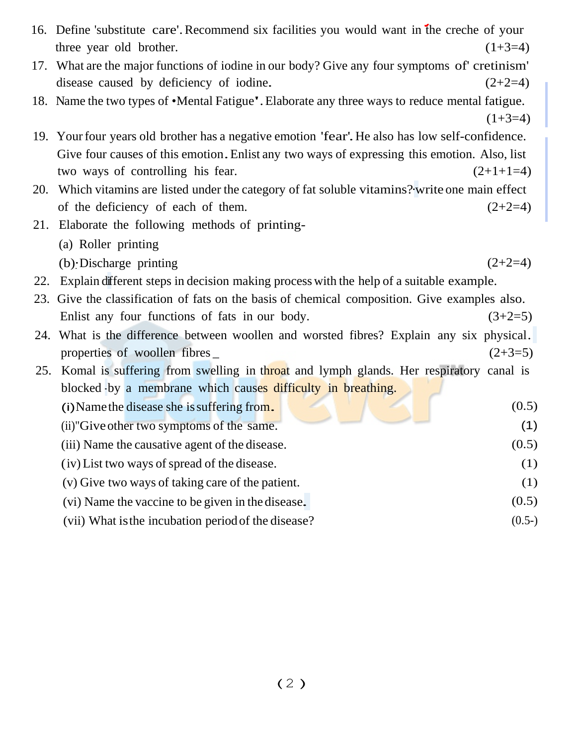16. Define 'substitute care'. Recommend six facilities you would want in the creche of your three year old brother. (1+3=4)

17. What are the major functions of iodine in our body? Give any four symptoms of' cretinism' disease caused by deficiency of iodine. (2+2=4)

18. Name the two types of •Mental Fatigue'. Elaborate any three ways to reduce mental fatigue. (1+3=4)

19. Your four years old brother has a negative emotion 'fear'. He also has low self-confidence. Give four causes of this emotion. Enlist any two ways of expressing this emotion. Also, list two ways of controlling his fear. (2+1+1=4)

20. Which vitamins are listed under the category of fat soluble vitamins? write one main effect of the deficiency of each of them. (2+2=4)

21. Elaborate the following methods of printing-

    (a) Roller printing

    (b) Discharge printing (2+2=4)

22. Explain different steps in decision making process with the help of a suitable example.

23. Give the classification of fats on the basis of chemical composition. Give examples also. Enlist any four functions of fats in our body. (3+2=5)

24. What is the difference between woollen and worsted fibres? Explain any six physical properties of woollen fibres _ (2+3=5)

25. Komal is suffering from swelling in throat and lymph glands. Her respiratory canal is blocked by a membrane which causes difficulty in breathing.

    (i) Name the disease she is suffering from. (0.5)

    (ii) Give other two symptoms of the same. (1)

    (iii) Name the causative agent of the disease. (0.5)

    (iv) List two ways of spread of the disease. (1)

    (v) Give two ways of taking care of the patient. (1)

    (vi) Name the vaccine to be given in the disease. (0.5)

    (vii) What is the incubation period of the disease? (0.5-)